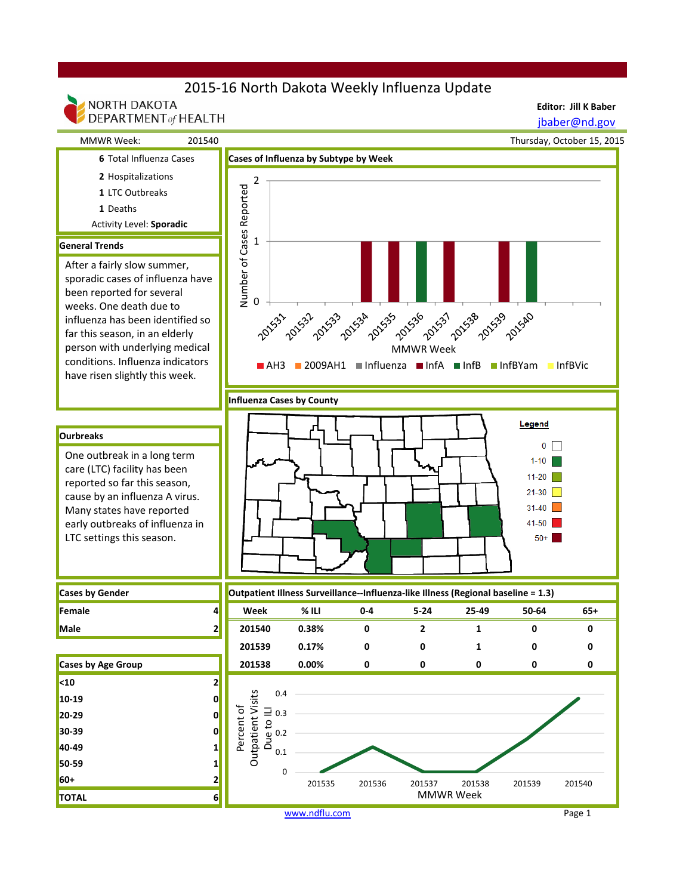# 2015-16 North Dakota Weekly Influenza Update

NORTH DAKOTA DEPARTMENT of HEALTH

**Editor: Jill K Baber**
jbaber@nd.gov

MMWR Week: 201540

Thursday, October 15, 2015

**6** Total Influenza Cases
**2** Hospitalizations
**1** LTC Outbreaks
**1** Deaths
Activity Level: **Sporadic**

## General Trends

After a fairly slow summer, sporadic cases of influenza have been reported for several weeks. One death due to influenza has been identified so far this season, in an elderly person with underlying medical conditions. Influenza indicators have risen slightly this week.

## Ourbreaks

One outbreak in a long term care (LTC) facility has been reported so far this season, cause by an influenza A virus. Many states have reported early outbreaks of influenza in LTC settings this season.

## Cases of Influenza by Subtype by Week

Number of Cases Reported (0–2) by MMWR Week (201531–201540)

Legend: AH3, 2009AH1, Influenza, InfA, InfB, InfBYam, InfBVic

## Influenza Cases by County

Legend: 0; 1-10; 11-20; 21-30; 31-40; 41-50; 50+

## Cases by Gender

| | |
|---|---|
| Female | 4 |
| Male | 2 |

## Cases by Age Group

| | |
|---|---|
| <10 | 2 |
| 10-19 | 0 |
| 20-29 | 0 |
| 30-39 | 0 |
| 40-49 | 1 |
| 50-59 | 1 |
| 60+ | 2 |
| **TOTAL** | 6 |

## Outpatient Illness Surveillance--Influenza-like Illness (Regional baseline = 1.3)

| Week | % ILI | 0-4 | 5-24 | 25-49 | 50-64 | 65+ |
|---|---|---|---|---|---|---|
| 201540 | 0.38% | 0 | 2 | 1 | 0 | 0 |
| 201539 | 0.17% | 0 | 0 | 1 | 0 | 0 |
| 201538 | 0.00% | 0 | 0 | 0 | 0 | 0 |

Percent of Outpatient Visits Due to ILI by MMWR Week (201535–201540)

www.ndflu.com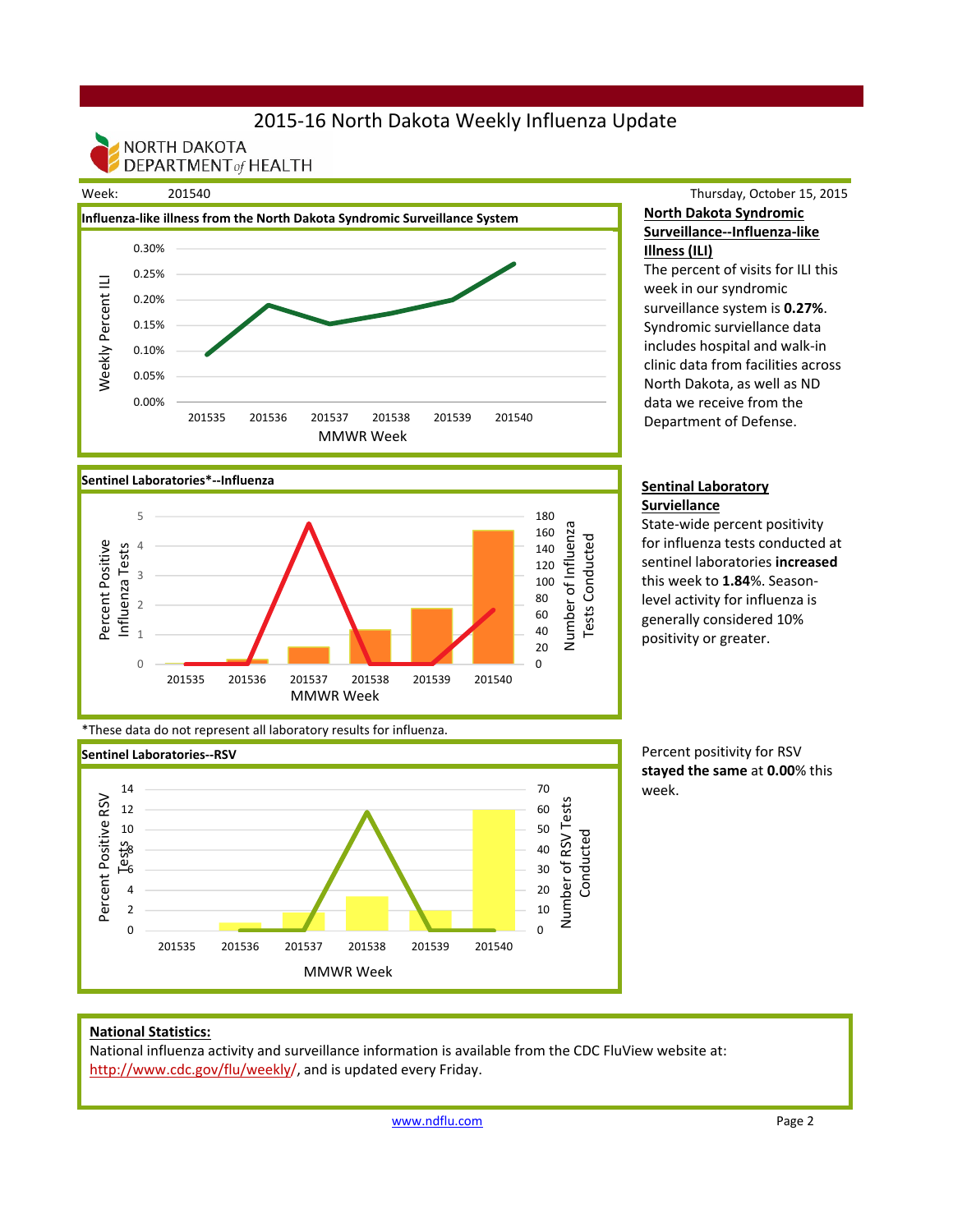# 2015-16 North Dakota Weekly Influenza Update

NORTH DAKOTA DEPARTMENT *of* HEALTH

Week: 201540

Thursday, October 15, 2015

## Influenza-like illness from the North Dakota Syndromic Surveillance System

0.30%
0.25%
0.20%
0.15%
0.10%
0.05%
0.00%

Weekly Percent ILI

201535 201536 201537 201538 201539 201540

MMWR Week

**North Dakota Syndromic Surveillance--Influenza-like Illness (ILI)**

The percent of visits for ILI this week in our syndromic surveillance system is **0.27%**. Syndromic surveillance data includes hospital and walk-in clinic data from facilities across North Dakota, as well as ND data we receive from the Department of Defense.

## Sentinel Laboratories*--Influenza

5
4
3
2
1
0

Percent Positive Influenza Tests

180
160
140
120
100
80
60
40
20
0

Number of Influenza Tests Conducted

201535 201536 201537 201538 201539 201540

MMWR Week

**Sentinal Laboratory Surviellance**

State-wide percent positivity for influenza tests conducted at sentinel laboratories **increased** this week to **1.84**%. Season-level activity for influenza is generally considered 10% positivity or greater.

*These data do not represent all laboratory results for influenza.

## Sentinel Laboratories--RSV

14
12
10
8
6
4
2
0

Percent Positive RSV Tests

70
60
50
40
30
20
10
0

Number of RSV Tests Conducted

201535 201536 201537 201538 201539 201540

MMWR Week

Percent positivity for RSV **stayed the same** at **0.00**% this week.

**National Statistics:**

National influenza activity and surveillance information is available from the CDC FluView website at: http://www.cdc.gov/flu/weekly/, and is updated every Friday.

www.ndflu.com